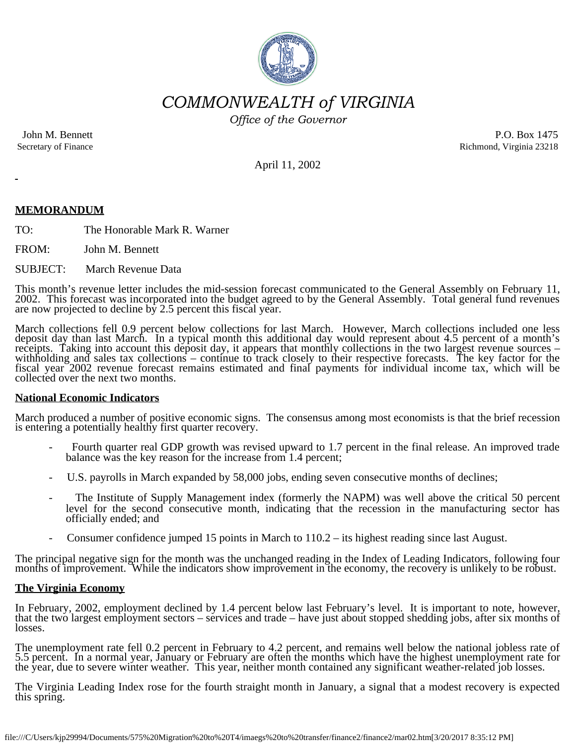# COMMONWEALTH of VIRGINIA

*Office of the Governor*

John M. Bennett
Secretary of Finance

P.O. Box 1475
Richmond, Virginia 23218

April 11, 2002

## MEMORANDUM

TO: The Honorable Mark R. Warner

FROM: John M. Bennett

SUBJECT: March Revenue Data

This month's revenue letter includes the mid-session forecast communicated to the General Assembly on February 11, 2002. This forecast was incorporated into the budget agreed to by the General Assembly. Total general fund revenues are now projected to decline by 2.5 percent this fiscal year.

March collections fell 0.9 percent below collections for last March. However, March collections included one less deposit day than last March. In a typical month this additional day would represent about 4.5 percent of a month's receipts. Taking into account this deposit day, it appears that monthly collections in the two largest revenue sources – withholding and sales tax collections – continue to track closely to their respective forecasts. The key factor for the fiscal year 2002 revenue forecast remains estimated and final payments for individual income tax, which will be collected over the next two months.

### National Economic Indicators

March produced a number of positive economic signs. The consensus among most economists is that the brief recession is entering a potentially healthy first quarter recovery.

- Fourth quarter real GDP growth was revised upward to 1.7 percent in the final release. An improved trade balance was the key reason for the increase from 1.4 percent;
- U.S. payrolls in March expanded by 58,000 jobs, ending seven consecutive months of declines;
- The Institute of Supply Management index (formerly the NAPM) was well above the critical 50 percent level for the second consecutive month, indicating that the recession in the manufacturing sector has officially ended; and
- Consumer confidence jumped 15 points in March to 110.2 – its highest reading since last August.

The principal negative sign for the month was the unchanged reading in the Index of Leading Indicators, following four months of improvement. While the indicators show improvement in the economy, the recovery is unlikely to be robust.

### The Virginia Economy

In February, 2002, employment declined by 1.4 percent below last February's level. It is important to note, however, that the two largest employment sectors – services and trade – have just about stopped shedding jobs, after six months of losses.

The unemployment rate fell 0.2 percent in February to 4.2 percent, and remains well below the national jobless rate of 5.5 percent. In a normal year, January or February are often the months which have the highest unemployment rate for the year, due to severe winter weather. This year, neither month contained any significant weather-related job losses.

The Virginia Leading Index rose for the fourth straight month in January, a signal that a modest recovery is expected this spring.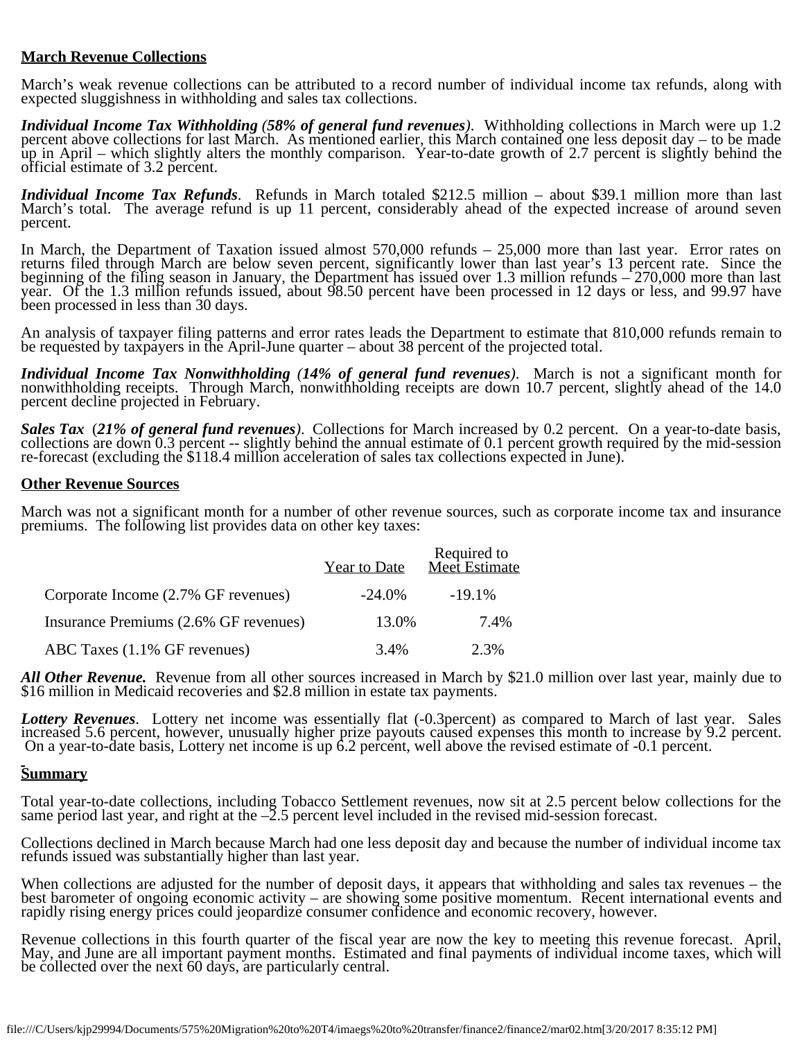**March Revenue Collections**

March's weak revenue collections can be attributed to a record number of individual income tax refunds, along with expected sluggishness in withholding and sales tax collections.

***Individual Income Tax Withholding (58% of general fund revenues)***. Withholding collections in March were up 1.2 percent above collections for last March. As mentioned earlier, this March contained one less deposit day – to be made up in April – which slightly alters the monthly comparison. Year-to-date growth of 2.7 percent is slightly behind the official estimate of 3.2 percent.

***Individual Income Tax Refunds***. Refunds in March totaled $212.5 million – about $39.1 million more than last March's total. The average refund is up 11 percent, considerably ahead of the expected increase of around seven percent.

In March, the Department of Taxation issued almost 570,000 refunds – 25,000 more than last year. Error rates on returns filed through March are below seven percent, significantly lower than last year's 13 percent rate. Since the beginning of the filing season in January, the Department has issued over 1.3 million refunds – 270,000 more than last year. Of the 1.3 million refunds issued, about 98.50 percent have been processed in 12 days or less, and 99.97 have been processed in less than 30 days.

An analysis of taxpayer filing patterns and error rates leads the Department to estimate that 810,000 refunds remain to be requested by taxpayers in the April-June quarter – about 38 percent of the projected total.

***Individual Income Tax Nonwithholding (14% of general fund revenues)***. March is not a significant month for nonwithholding receipts. Through March, nonwithholding receipts are down 10.7 percent, slightly ahead of the 14.0 percent decline projected in February.

***Sales Tax*** (***21% of general fund revenues)***. Collections for March increased by 0.2 percent. On a year-to-date basis, collections are down 0.3 percent -- slightly behind the annual estimate of 0.1 percent growth required by the mid-session re-forecast (excluding the $118.4 million acceleration of sales tax collections expected in June).

**Other Revenue Sources**

March was not a significant month for a number of other revenue sources, such as corporate income tax and insurance premiums. The following list provides data on other key taxes:

| | Year to Date | Required to Meet Estimate |
|---|---|---|
| Corporate Income (2.7% GF revenues) | -24.0% | -19.1% |
| Insurance Premiums (2.6% GF revenues) | 13.0% | 7.4% |
| ABC Taxes (1.1% GF revenues) | 3.4% | 2.3% |

***All Other Revenue.*** Revenue from all other sources increased in March by $21.0 million over last year, mainly due to $16 million in Medicaid recoveries and $2.8 million in estate tax payments.

***Lottery Revenues***. Lottery net income was essentially flat (-0.3percent) as compared to March of last year. Sales increased 5.6 percent, however, unusually higher prize payouts caused expenses this month to increase by 9.2 percent. On a year-to-date basis, Lottery net income is up 6.2 percent, well above the revised estimate of -0.1 percent.

**Summary**

Total year-to-date collections, including Tobacco Settlement revenues, now sit at 2.5 percent below collections for the same period last year, and right at the –2.5 percent level included in the revised mid-session forecast.

Collections declined in March because March had one less deposit day and because the number of individual income tax refunds issued was substantially higher than last year.

When collections are adjusted for the number of deposit days, it appears that withholding and sales tax revenues – the best barometer of ongoing economic activity – are showing some positive momentum. Recent international events and rapidly rising energy prices could jeopardize consumer confidence and economic recovery, however.

Revenue collections in this fourth quarter of the fiscal year are now the key to meeting this revenue forecast. April, May, and June are all important payment months. Estimated and final payments of individual income taxes, which will be collected over the next 60 days, are particularly central.